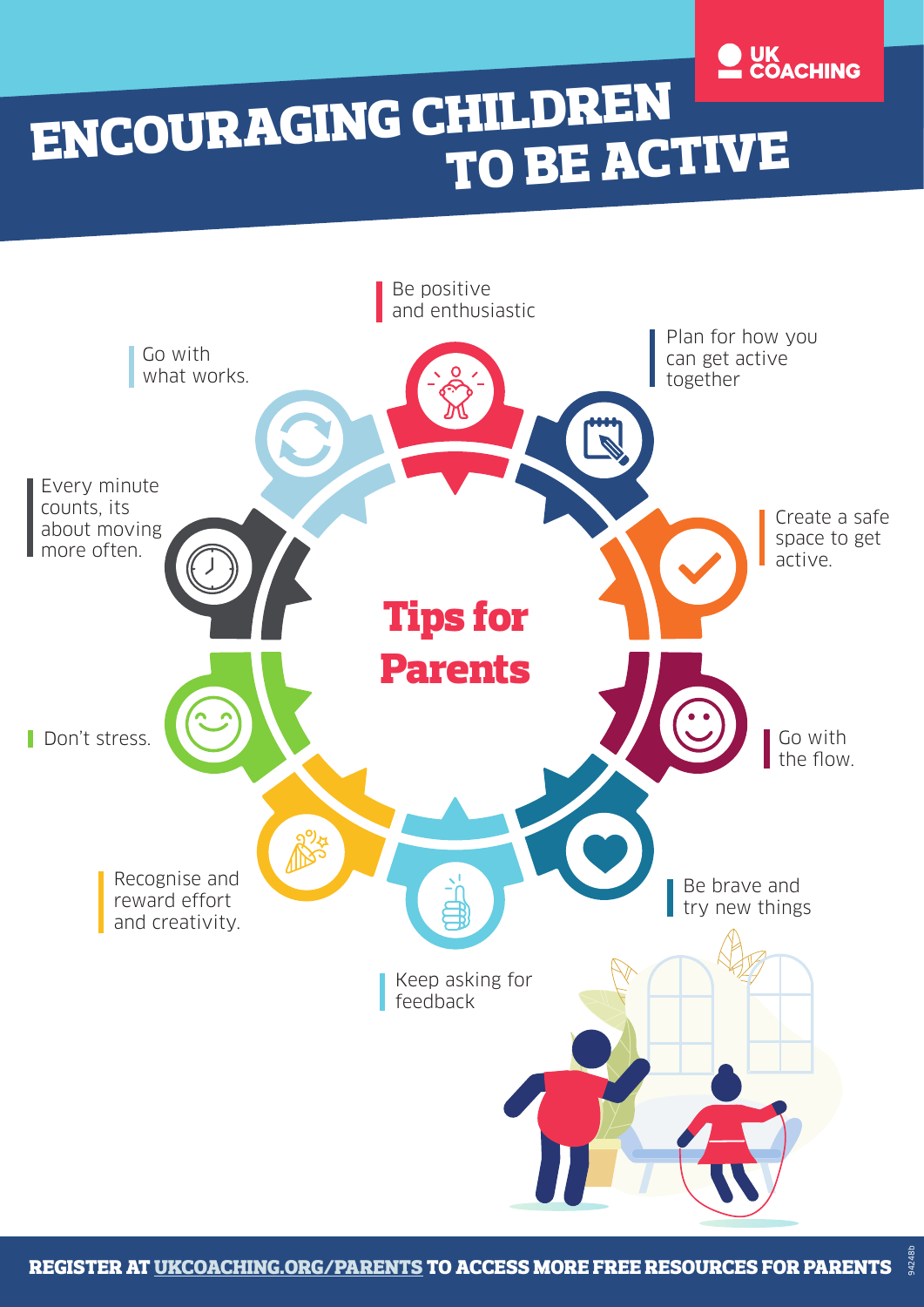UK COACHING

# ENCOURAGING CHILDREN TO BE ACTIVE

## Tips for Parents

- Be positive and enthusiastic
- Plan for how you can get active together
- Create a safe space to get active.
- Go with the flow.
- Be brave and try new things
- Keep asking for feedback
- Recognise and reward effort and creativity.
- Don't stress.
- Every minute counts, its about moving more often.
- Go with what works.

**REGISTER AT [UKCOACHING.ORG/PARENTS](https://ukcoaching.org/parents) TO ACCESS MORE FREE RESOURCES FOR PARENTS**

94248b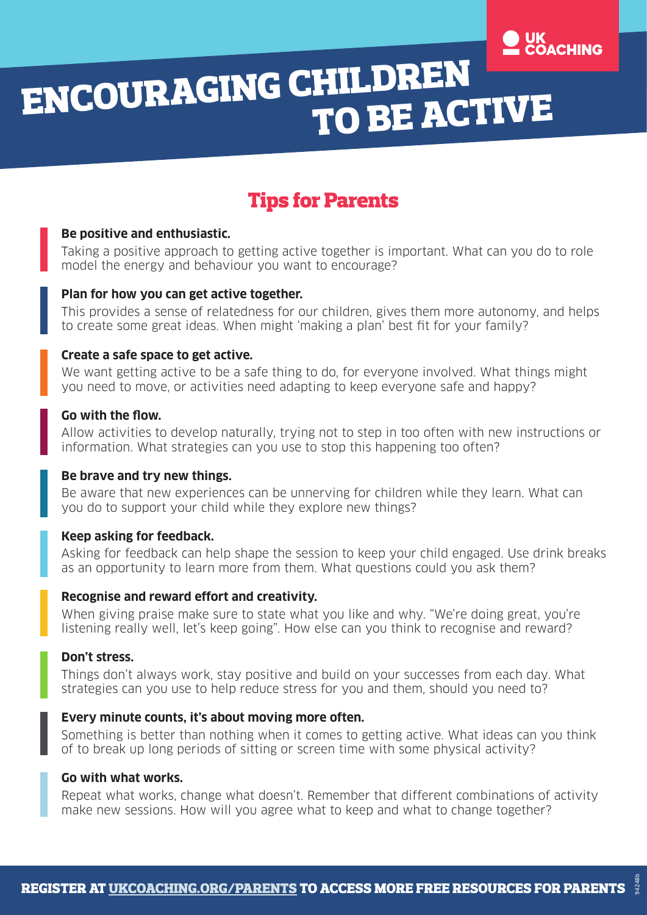UK COACHING

# ENCOURAGING CHILDREN TO BE ACTIVE

## Tips for Parents

**Be positive and enthusiastic.**

Taking a positive approach to getting active together is important. What can you do to role model the energy and behaviour you want to encourage?

**Plan for how you can get active together.**

This provides a sense of relatedness for our children, gives them more autonomy, and helps to create some great ideas. When might 'making a plan' best fit for your family?

**Create a safe space to get active.**

We want getting active to be a safe thing to do, for everyone involved. What things might you need to move, or activities need adapting to keep everyone safe and happy?

**Go with the flow.**

Allow activities to develop naturally, trying not to step in too often with new instructions or information. What strategies can you use to stop this happening too often?

**Be brave and try new things.**

Be aware that new experiences can be unnerving for children while they learn. What can you do to support your child while they explore new things?

**Keep asking for feedback.**

Asking for feedback can help shape the session to keep your child engaged. Use drink breaks as an opportunity to learn more from them. What questions could you ask them?

**Recognise and reward effort and creativity.**

When giving praise make sure to state what you like and why. "We're doing great, you're listening really well, let's keep going". How else can you think to recognise and reward?

**Don't stress.**

Things don't always work, stay positive and build on your successes from each day. What strategies can you use to help reduce stress for you and them, should you need to?

**Every minute counts, it's about moving more often.**

Something is better than nothing when it comes to getting active. What ideas can you think of to break up long periods of sitting or screen time with some physical activity?

**Go with what works.**

Repeat what works, change what doesn't. Remember that different combinations of activity make new sessions. How will you agree what to keep and what to change together?

**REGISTER AT UKCOACHING.ORG/PARENTS TO ACCESS MORE FREE RESOURCES FOR PARENTS**